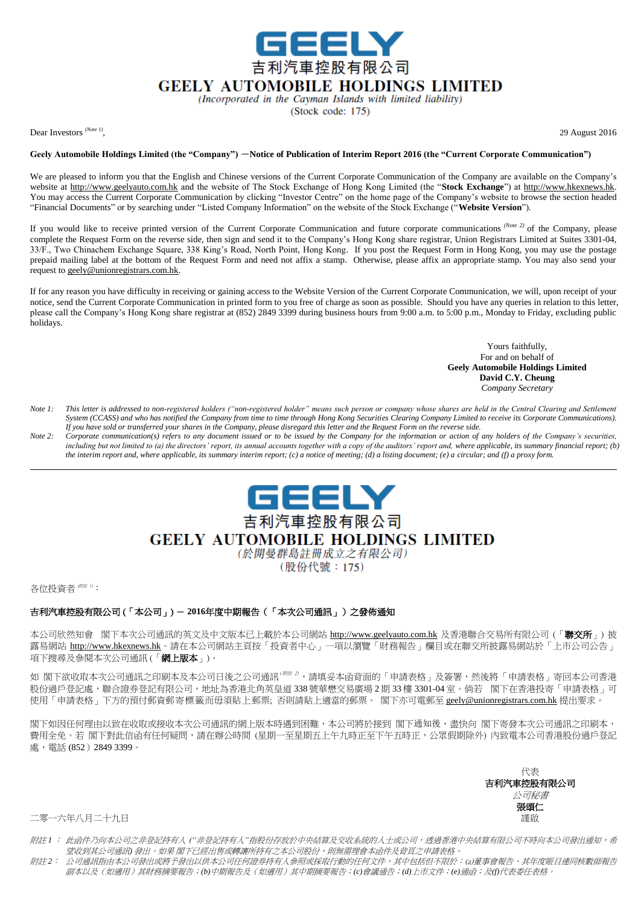GEELY

吉利汽車控股有限公司

# GEELY AUTOMOBILE HOLDINGS LIMITED

*(Incorporated in the Cayman Islands with limited liability)*

(Stock code: 175)

Dear Investors [(Note 1)],

29 August 2016

**Geely Automobile Holdings Limited (the "Company") —Notice of Publication of Interim Report 2016 (the "Current Corporate Communication")**

We are pleased to inform you that the English and Chinese versions of the Current Corporate Communication of the Company are available on the Company's website at http://www.geelyauto.com.hk and the website of The Stock Exchange of Hong Kong Limited (the "**Stock Exchange**") at http://www.hkexnews.hk. You may access the Current Corporate Communication by clicking "Investor Centre" on the home page of the Company's website to browse the section headed "Financial Documents" or by searching under "Listed Company Information" on the website of the Stock Exchange ("**Website Version**").

If you would like to receive printed version of the Current Corporate Communication and future corporate communications [(Note 2)] of the Company, please complete the Request Form on the reverse side, then sign and send it to the Company's Hong Kong share registrar, Union Registrars Limited at Suites 3301-04, 33/F., Two Chinachem Exchange Square, 338 King's Road, North Point, Hong Kong. If you post the Request Form in Hong Kong, you may use the postage prepaid mailing label at the bottom of the Request Form and need not affix a stamp. Otherwise, please affix an appropriate stamp. You may also send your request to geely@unionregistrars.com.hk.

If for any reason you have difficulty in receiving or gaining access to the Website Version of the Current Corporate Communication, we will, upon receipt of your notice, send the Current Corporate Communication in printed form to you free of charge as soon as possible. Should you have any queries in relation to this letter, please call the Company's Hong Kong share registrar at (852) 2849 3399 during business hours from 9:00 a.m. to 5:00 p.m., Monday to Friday, excluding public holidays.

Yours faithfully,
For and on behalf of
**Geely Automobile Holdings Limited**
**David C.Y. Cheung**
*Company Secretary*

*Note 1: This letter is addressed to non-registered holders ("non-registered holder" means such person or company whose shares are held in the Central Clearing and Settlement System (CCASS) and who has notified the Company from time to time through Hong Kong Securities Clearing Company Limited to receive its Corporate Communications). If you have sold or transferred your shares in the Company, please disregard this letter and the Request Form on the reverse side.*

*Note 2: Corporate communication(s) refers to any document issued or to be issued by the Company for the information or action of any holders of the Company's securities, including but not limited to (a) the directors' report, its annual accounts together with a copy of the auditors' report and, where applicable, its summary financial report; (b) the interim report and, where applicable, its summary interim report; (c) a notice of meeting; (d) a listing document; (e) a circular; and (f) a proxy form.*

---

GEELY

吉利汽車控股有限公司

# GEELY AUTOMOBILE HOLDINGS LIMITED

*(於開曼群島註冊成立之有限公司)*

(股份代號：175)

各位投資者 [(附註 1)]：

**吉利汽車控股有限公司(「本公司」) — 2016年度中期報告(「本次公司通訊」)之發佈通知**

本公司欣然知會 閣下本次公司通訊的英文及中文版本已上載於本公司網站 http://www.geelyauto.com.hk 及香港聯合交易所有限公司(「**聯交所**」)披露易網站 http://www.hkexnews.hk。請在本公司網站主頁按「投資者中心」一項以瀏覽「財務報告」欄目或在聯交所披露易網站的「上市公司公告」項下搜尋及參閱本次公司通訊(「**網上版本**」)。

如 閣下欲收取本次公司通訊之印刷本及本公司日後之公司通訊[(附註 2)]，請填妥本函背面的「申請表格」及簽署，然後將「申請表格」寄回本公司香港股份過戶登記處，聯合證券登記有限公司，地址為香港北角英皇道 338 號華懋交易廣場 2 期 33 樓 3301-04 室。倘若 閣下在香港投寄「申請表格」可使用「申請表格」下方的預付郵資郵寄標籤而毋須貼上郵票; 否則請貼上適當的郵票。 閣下亦可電郵至 geely@unionregistrars.com.hk 提出要求。

閣下如因任何理由以致在收取或接收本次公司通訊的網上版本時遇到困難，本公司將於接到 閣下通知後，盡快向 閣下寄發本次公司通訊之印刷本，費用全免。若 閣下對此信函有任何疑問，請在辦公時間 (星期一至星期五上午九時正至下午五時正，公眾假期除外) 內致電本公司香港股份過戶登記處，電話 (852) 2849 3399。

代表
**吉利汽車控股有限公司**
*公司秘書*
**張頌仁**
謹啟

二零一六年八月二十九日

*附註 1： 此函件乃向本公司之非登記持有人 ("非登記持有人"指股份存放於中央結算及交收系統的人士或公司，透過香港中央結算有限公司不時向本公司發出通知，希望收到其公司通訊) 發出。如果 閣下已經出售或轉讓所持有之本公司股份，則無需理會本函件及背頁之申請表格。*

*附註 2： 公司通訊指由本公司發出或將予發出以供本公司任何證券持有人參照或採取行動的任何文件，其中包括但不限於：(a)董事會報告、其年度賬目連同核數師報告副本以及（如適用）其財務摘要報告；(b)中期報告及（如適用）其中期摘要報告；(c)會議通告；(d)上市文件；(e)通函；及(f)代表委任表格。*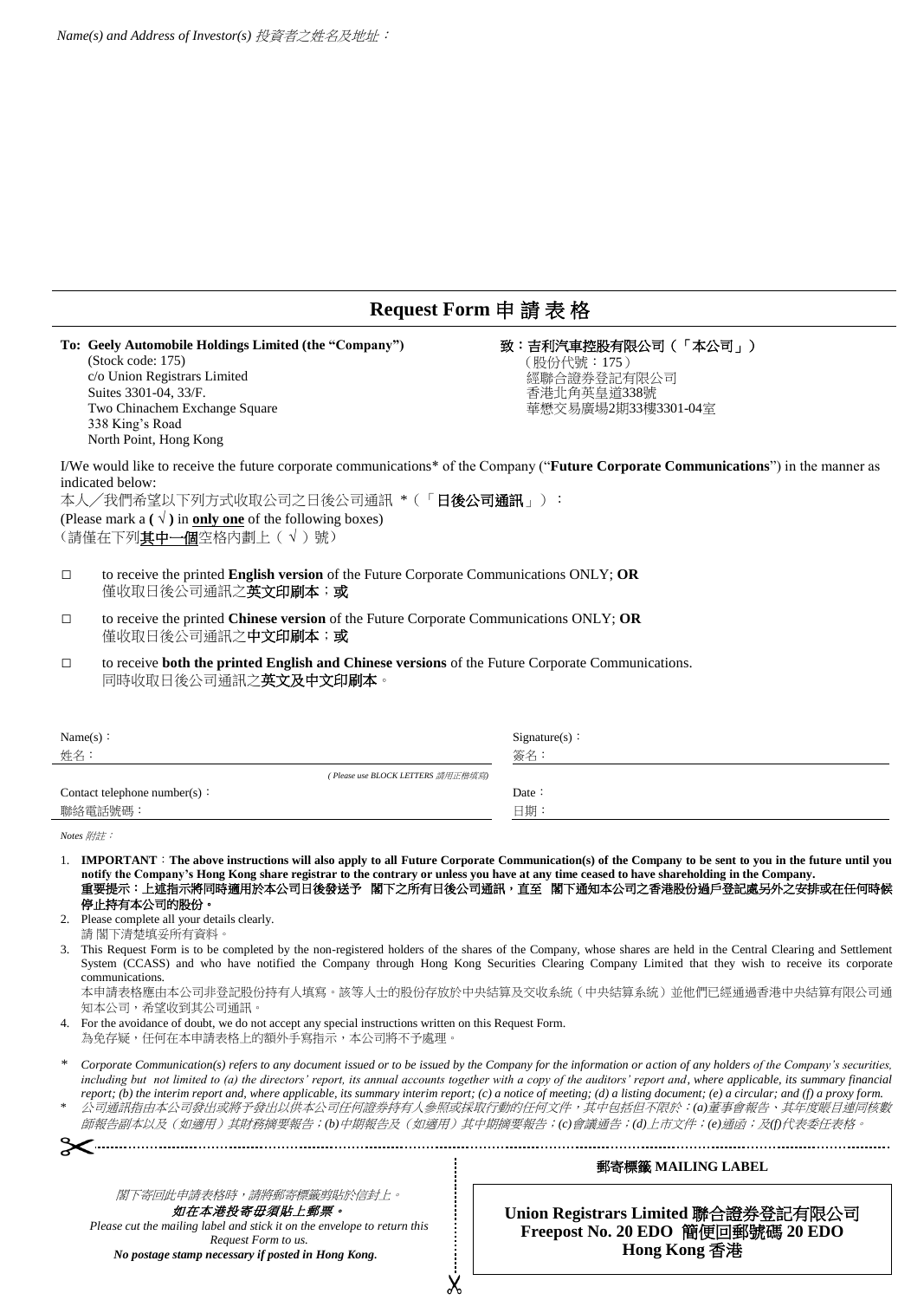*Name(s) and Address of Investor(s) 投資者之姓名及地址：*

# Request Form 申 請 表 格

**To: Geely Automobile Holdings Limited (the "Company")**
(Stock code: 175)
c/o Union Registrars Limited
Suites 3301-04, 33/F.
Two Chinachem Exchange Square
338 King's Road
North Point, Hong Kong

**致：吉利汽車控股有限公司（「本公司」）**
（股份代號：175）
經聯合證券登記有限公司
香港北角英皇道338號
華懋交易廣場2期33樓3301-04室

I/We would like to receive the future corporate communications* of the Company ("**Future Corporate Communications**") in the manner as indicated below:
本人／我們希望以下列方式收取公司之日後公司通訊 *（「**日後公司通訊**」）：
(Please mark a **( √ )** in **only one** of the following boxes)
（請僅在下列**其中一個**空格內劃上（ √ ）號）

□ to receive the printed **English version** of the Future Corporate Communications ONLY; **OR**
僅收取日後公司通訊之**英文印刷本；或**

□ to receive the printed **Chinese version** of the Future Corporate Communications ONLY; **OR**
僅收取日後公司通訊之**中文印刷本；或**

□ to receive **both the printed English and Chinese versions** of the Future Corporate Communications.
同時收取日後公司通訊之**英文及中文印刷本**。

| | |
|---|---|
| Name(s)：<br>姓名：<br>*( Please use BLOCK LETTERS 請用正楷填寫)* | Signature(s)：<br>簽名： |
| Contact telephone number(s)：<br>聯絡電話號碼： | Date：<br>日期： |

*Notes 附註：*

1. **IMPORTANT**：**The above instructions will also apply to all Future Corporate Communication(s) of the Company to be sent to you in the future until you notify the Company's Hong Kong share registrar to the contrary or unless you have at any time ceased to have shareholding in the Company.**
**重要提示：上述指示將同時適用於本公司日後發送予 閣下之所有日後公司通訊，直至 閣下通知本公司之香港股份過戶登記處另外之安排或在任何時候停止持有本公司的股份。**
2. Please complete all your details clearly.
請 閣下清楚填妥所有資料。
3. This Request Form is to be completed by the non-registered holders of the shares of the Company, whose shares are held in the Central Clearing and Settlement System (CCASS) and who have notified the Company through Hong Kong Securities Clearing Company Limited that they wish to receive its corporate communications.
本申請表格應由本公司非登記股份持有人填寫。該等人士的股份存放於中央結算及交收系統（中央結算系統）並他們已經通過香港中央結算有限公司通知本公司，希望收到其公司通訊。
4. For the avoidance of doubt, we do not accept any special instructions written on this Request Form.
為免存疑，任何在本申請表格上的額外手寫指示，本公司將不予處理。

\* *Corporate Communication(s) refers to any document issued or to be issued by the Company for the information or action of any holders of the Company's securities, including but not limited to (a) the directors' report, its annual accounts together with a copy of the auditors' report and, where applicable, its summary financial report; (b) the interim report and, where applicable, its summary interim report; (c) a notice of meeting; (d) a listing document; (e) a circular; and (f) a proxy form.*
\* *公司通訊指由本公司發出或將予發出以供本公司任何證券持有人參照或採取行動的任何文件，其中包括但不限於：(a)董事會報告、其年度賬目連同核數師報告副本以及（如適用）其財務摘要報告；(b)中期報告及（如適用）其中期摘要報告；(c)會議通告；(d)上市文件；(e)通函；及(f)代表委任表格。*

*閣下寄回此申請表格時，請將郵寄標籤剪貼於信封上。*
***如在本港投寄毋須貼上郵票。***
*Please cut the mailing label and stick it on the envelope to return this Request Form to us.*
***No postage stamp necessary if posted in Hong Kong.***

**郵寄標籤 MAILING LABEL**

**Union Registrars Limited 聯合證券登記有限公司**
**Freepost No. 20 EDO 簡便回郵號碼 20 EDO**
**Hong Kong 香港**